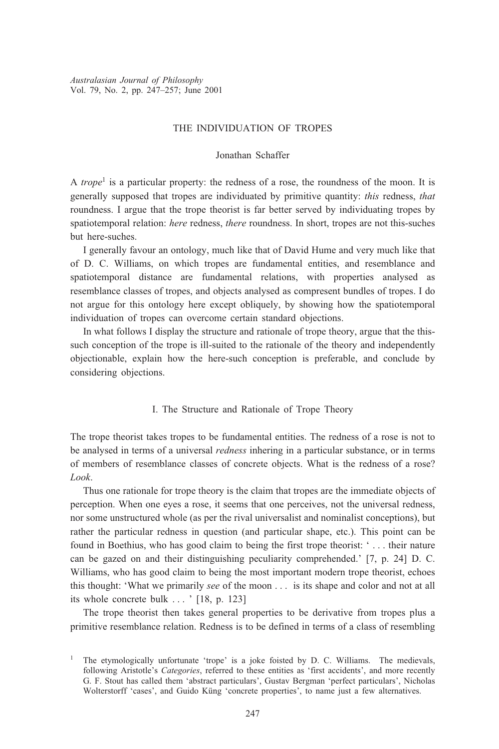# THE INDIVIDUATION OF TROPES

Jonathan Schaffer

A *trope*[1] is a particular property: the redness of a rose, the roundness of the moon. It is generally supposed that tropes are individuated by primitive quantity: *this* redness, *that* roundness. I argue that the trope theorist is far better served by individuating tropes by spatiotemporal relation: *here* redness, *there* roundness. In short, tropes are not this-suches but here-suches.

I generally favour an ontology, much like that of David Hume and very much like that of D. C. Williams, on which tropes are fundamental entities, and resemblance and spatiotemporal distance are fundamental relations, with properties analysed as resemblance classes of tropes, and objects analysed as compresent bundles of tropes. I do not argue for this ontology here except obliquely, by showing how the spatiotemporal individuation of tropes can overcome certain standard objections.

In what follows I display the structure and rationale of trope theory, argue that the this-such conception of the trope is ill-suited to the rationale of the theory and independently objectionable, explain how the here-such conception is preferable, and conclude by considering objections.

## I. The Structure and Rationale of Trope Theory

The trope theorist takes tropes to be fundamental entities. The redness of a rose is not to be analysed in terms of a universal *redness* inhering in a particular substance, or in terms of members of resemblance classes of concrete objects. What is the redness of a rose? *Look*.

Thus one rationale for trope theory is the claim that tropes are the immediate objects of perception. When one eyes a rose, it seems that one perceives, not the universal redness, nor some unstructured whole (as per the rival universalist and nominalist conceptions), but rather the particular redness in question (and particular shape, etc.). This point can be found in Boethius, who has good claim to being the first trope theorist: ' . . . their nature can be gazed on and their distinguishing peculiarity comprehended.' [7, p. 24] D. C. Williams, who has good claim to being the most important modern trope theorist, echoes this thought: 'What we primarily *see* of the moon . . . is its shape and color and not at all its whole concrete bulk . . . ' [18, p. 123]

The trope theorist then takes general properties to be derivative from tropes plus a primitive resemblance relation. Redness is to be defined in terms of a class of resembling

[1] The etymologically unfortunate 'trope' is a joke foisted by D. C. Williams. The medievals, following Aristotle's *Categories*, referred to these entities as 'first accidents', and more recently G. F. Stout has called them 'abstract particulars', Gustav Bergman 'perfect particulars', Nicholas Wolterstorff 'cases', and Guido Küng 'concrete properties', to name just a few alternatives.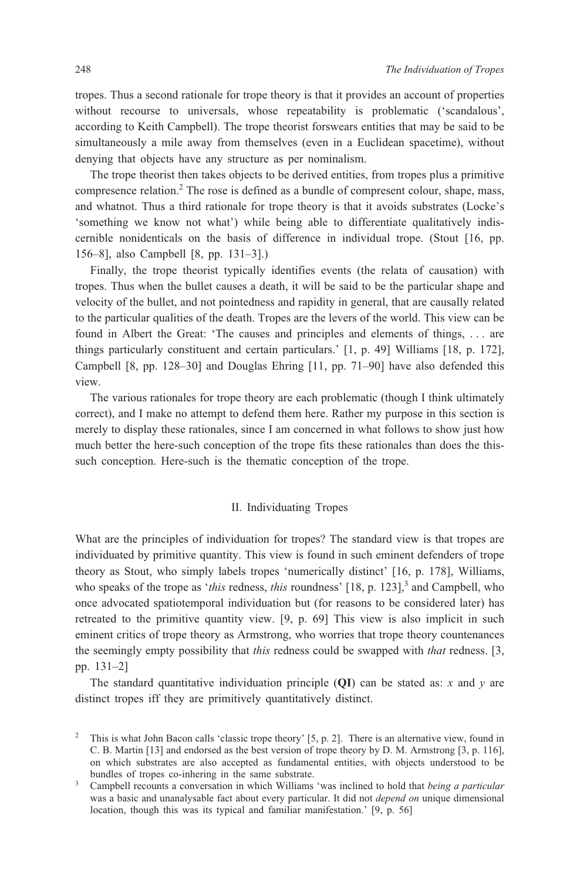tropes. Thus a second rationale for trope theory is that it provides an account of properties without recourse to universals, whose repeatability is problematic ('scandalous', according to Keith Campbell). The trope theorist forswears entities that may be said to be simultaneously a mile away from themselves (even in a Euclidean spacetime), without denying that objects have any structure as per nominalism.

The trope theorist then takes objects to be derived entities, from tropes plus a primitive compresence relation.[2] The rose is defined as a bundle of compresent colour, shape, mass, and whatnot. Thus a third rationale for trope theory is that it avoids substrates (Locke's 'something we know not what') while being able to differentiate qualitatively indiscernible nonidenticals on the basis of difference in individual trope. (Stout [16, pp. 156–8], also Campbell [8, pp. 131–3].)

Finally, the trope theorist typically identifies events (the relata of causation) with tropes. Thus when the bullet causes a death, it will be said to be the particular shape and velocity of the bullet, and not pointedness and rapidity in general, that are causally related to the particular qualities of the death. Tropes are the levers of the world. This view can be found in Albert the Great: 'The causes and principles and elements of things, . . . are things particularly constituent and certain particulars.' [1, p. 49] Williams [18, p. 172], Campbell [8, pp. 128–30] and Douglas Ehring [11, pp. 71–90] have also defended this view.

The various rationales for trope theory are each problematic (though I think ultimately correct), and I make no attempt to defend them here. Rather my purpose in this section is merely to display these rationales, since I am concerned in what follows to show just how much better the here-such conception of the trope fits these rationales than does the this-such conception. Here-such is the thematic conception of the trope.

## II. Individuating Tropes

What are the principles of individuation for tropes? The standard view is that tropes are individuated by primitive quantity. This view is found in such eminent defenders of trope theory as Stout, who simply labels tropes 'numerically distinct' [16, p. 178], Williams, who speaks of the trope as '*this* redness, *this* roundness' [18, p. 123],[3] and Campbell, who once advocated spatiotemporal individuation but (for reasons to be considered later) has retreated to the primitive quantity view. [9, p. 69] This view is also implicit in such eminent critics of trope theory as Armstrong, who worries that trope theory countenances the seemingly empty possibility that *this* redness could be swapped with *that* redness. [3, pp. 131–2]

The standard quantitative individuation principle (**QI**) can be stated as: $x$ and $y$ are distinct tropes iff they are primitively quantitatively distinct.

---

[2] This is what John Bacon calls 'classic trope theory' [5, p. 2]. There is an alternative view, found in C. B. Martin [13] and endorsed as the best version of trope theory by D. M. Armstrong [3, p. 116], on which substrates are also accepted as fundamental entities, with objects understood to be bundles of tropes co-inhering in the same substrate.

[3] Campbell recounts a conversation in which Williams 'was inclined to hold that *being a particular* was a basic and unanalysable fact about every particular. It did not *depend on* unique dimensional location, though this was its typical and familiar manifestation.' [9, p. 56]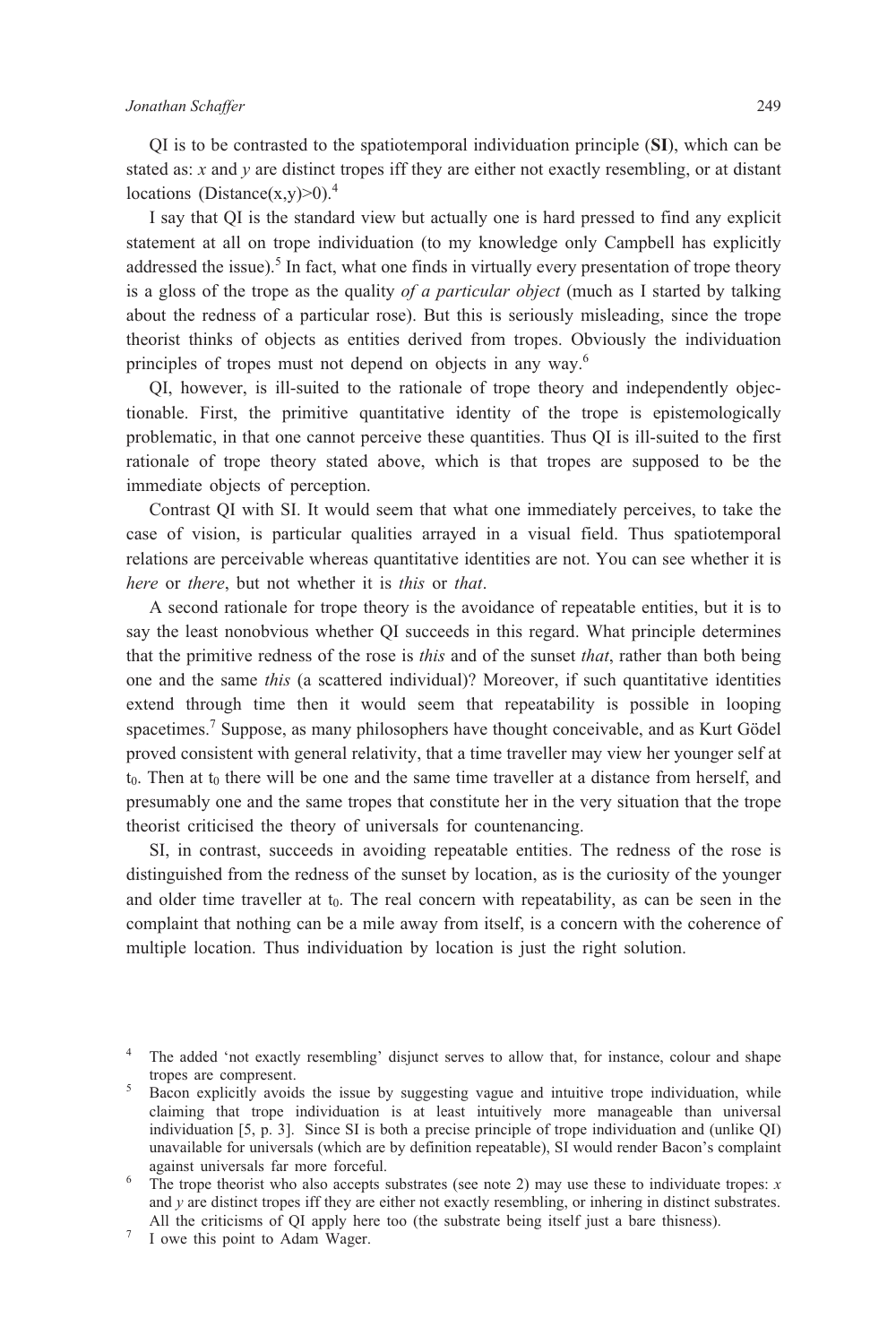QI is to be contrasted to the spatiotemporal individuation principle (**SI**), which can be stated as: *x* and *y* are distinct tropes iff they are either not exactly resembling, or at distant locations (Distance(x,y)>0).[4]

I say that QI is the standard view but actually one is hard pressed to find any explicit statement at all on trope individuation (to my knowledge only Campbell has explicitly addressed the issue).[5] In fact, what one finds in virtually every presentation of trope theory is a gloss of the trope as the quality *of a particular object* (much as I started by talking about the redness of a particular rose). But this is seriously misleading, since the trope theorist thinks of objects as entities derived from tropes. Obviously the individuation principles of tropes must not depend on objects in any way.[6]

QI, however, is ill-suited to the rationale of trope theory and independently objectionable. First, the primitive quantitative identity of the trope is epistemologically problematic, in that one cannot perceive these quantities. Thus QI is ill-suited to the first rationale of trope theory stated above, which is that tropes are supposed to be the immediate objects of perception.

Contrast QI with SI. It would seem that what one immediately perceives, to take the case of vision, is particular qualities arrayed in a visual field. Thus spatiotemporal relations are perceivable whereas quantitative identities are not. You can see whether it is *here* or *there*, but not whether it is *this* or *that*.

A second rationale for trope theory is the avoidance of repeatable entities, but it is to say the least nonobvious whether QI succeeds in this regard. What principle determines that the primitive redness of the rose is *this* and of the sunset *that*, rather than both being one and the same *this* (a scattered individual)? Moreover, if such quantitative identities extend through time then it would seem that repeatability is possible in looping spacetimes.[7] Suppose, as many philosophers have thought conceivable, and as Kurt Gödel proved consistent with general relativity, that a time traveller may view her younger self at $t_0$. Then at $t_0$ there will be one and the same time traveller at a distance from herself, and presumably one and the same tropes that constitute her in the very situation that the trope theorist criticised the theory of universals for countenancing.

SI, in contrast, succeeds in avoiding repeatable entities. The redness of the rose is distinguished from the redness of the sunset by location, as is the curiosity of the younger and older time traveller at $t_0$. The real concern with repeatability, as can be seen in the complaint that nothing can be a mile away from itself, is a concern with the coherence of multiple location. Thus individuation by location is just the right solution.

---

[4] The added 'not exactly resembling' disjunct serves to allow that, for instance, colour and shape tropes are compresent.

[5] Bacon explicitly avoids the issue by suggesting vague and intuitive trope individuation, while claiming that trope individuation is at least intuitively more manageable than universal individuation [5, p. 3]. Since SI is both a precise principle of trope individuation and (unlike QI) unavailable for universals (which are by definition repeatable), SI would render Bacon's complaint against universals far more forceful.

[6] The trope theorist who also accepts substrates (see note 2) may use these to individuate tropes: *x* and *y* are distinct tropes iff they are either not exactly resembling, or inhering in distinct substrates. All the criticisms of QI apply here too (the substrate being itself just a bare thisness).

[7] I owe this point to Adam Wager.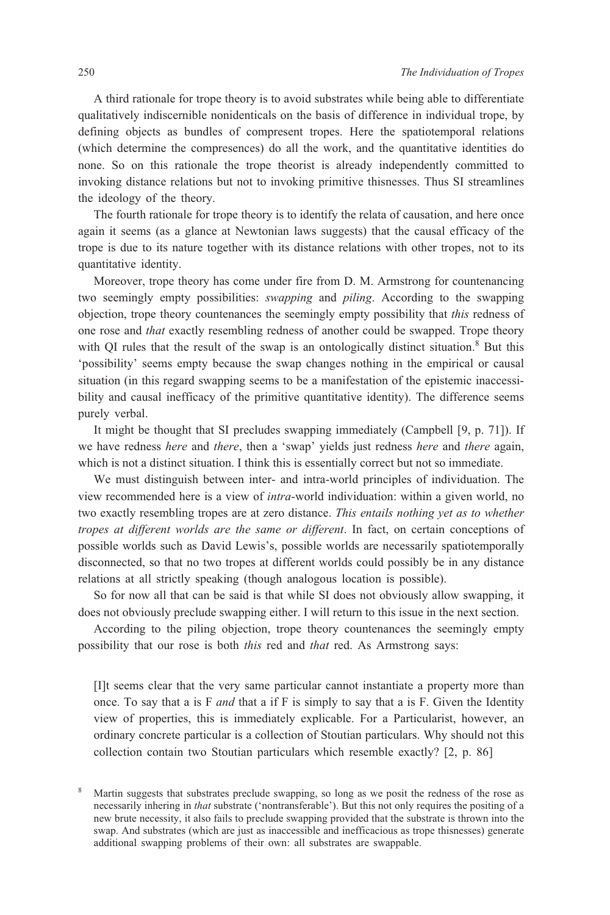A third rationale for trope theory is to avoid substrates while being able to differentiate qualitatively indiscernible nonidenticals on the basis of difference in individual trope, by defining objects as bundles of compresent tropes. Here the spatiotemporal relations (which determine the compresences) do all the work, and the quantitative identities do none. So on this rationale the trope theorist is already independently committed to invoking distance relations but not to invoking primitive thisnesses. Thus SI streamlines the ideology of the theory.

The fourth rationale for trope theory is to identify the relata of causation, and here once again it seems (as a glance at Newtonian laws suggests) that the causal efficacy of the trope is due to its nature together with its distance relations with other tropes, not to its quantitative identity.

Moreover, trope theory has come under fire from D. M. Armstrong for countenancing two seemingly empty possibilities: *swapping* and *piling*. According to the swapping objection, trope theory countenances the seemingly empty possibility that *this* redness of one rose and *that* exactly resembling redness of another could be swapped. Trope theory with QI rules that the result of the swap is an ontologically distinct situation.[8] But this 'possibility' seems empty because the swap changes nothing in the empirical or causal situation (in this regard swapping seems to be a manifestation of the epistemic inaccessibility and causal inefficacy of the primitive quantitative identity). The difference seems purely verbal.

It might be thought that SI precludes swapping immediately (Campbell [9, p. 71]). If we have redness *here* and *there*, then a 'swap' yields just redness *here* and *there* again, which is not a distinct situation. I think this is essentially correct but not so immediate.

We must distinguish between inter- and intra-world principles of individuation. The view recommended here is a view of *intra*-world individuation: within a given world, no two exactly resembling tropes are at zero distance. *This entails nothing yet as to whether tropes at different worlds are the same or different*. In fact, on certain conceptions of possible worlds such as David Lewis's, possible worlds are necessarily spatiotemporally disconnected, so that no two tropes at different worlds could possibly be in any distance relations at all strictly speaking (though analogous location is possible).

So for now all that can be said is that while SI does not obviously allow swapping, it does not obviously preclude swapping either. I will return to this issue in the next section.

According to the piling objection, trope theory countenances the seemingly empty possibility that our rose is both *this* red and *that* red. As Armstrong says:

> [I]t seems clear that the very same particular cannot instantiate a property more than once. To say that a is F *and* that a if F is simply to say that a is F. Given the Identity view of properties, this is immediately explicable. For a Particularist, however, an ordinary concrete particular is a collection of Stoutian particulars. Why should not this collection contain two Stoutian particulars which resemble exactly? [2, p. 86]

[8] Martin suggests that substrates preclude swapping, so long as we posit the redness of the rose as necessarily inhering in *that* substrate ('nontransferable'). But this not only requires the positing of a new brute necessity, it also fails to preclude swapping provided that the substrate is thrown into the swap. And substrates (which are just as inaccessible and inefficacious as trope thisnesses) generate additional swapping problems of their own: all substrates are swappable.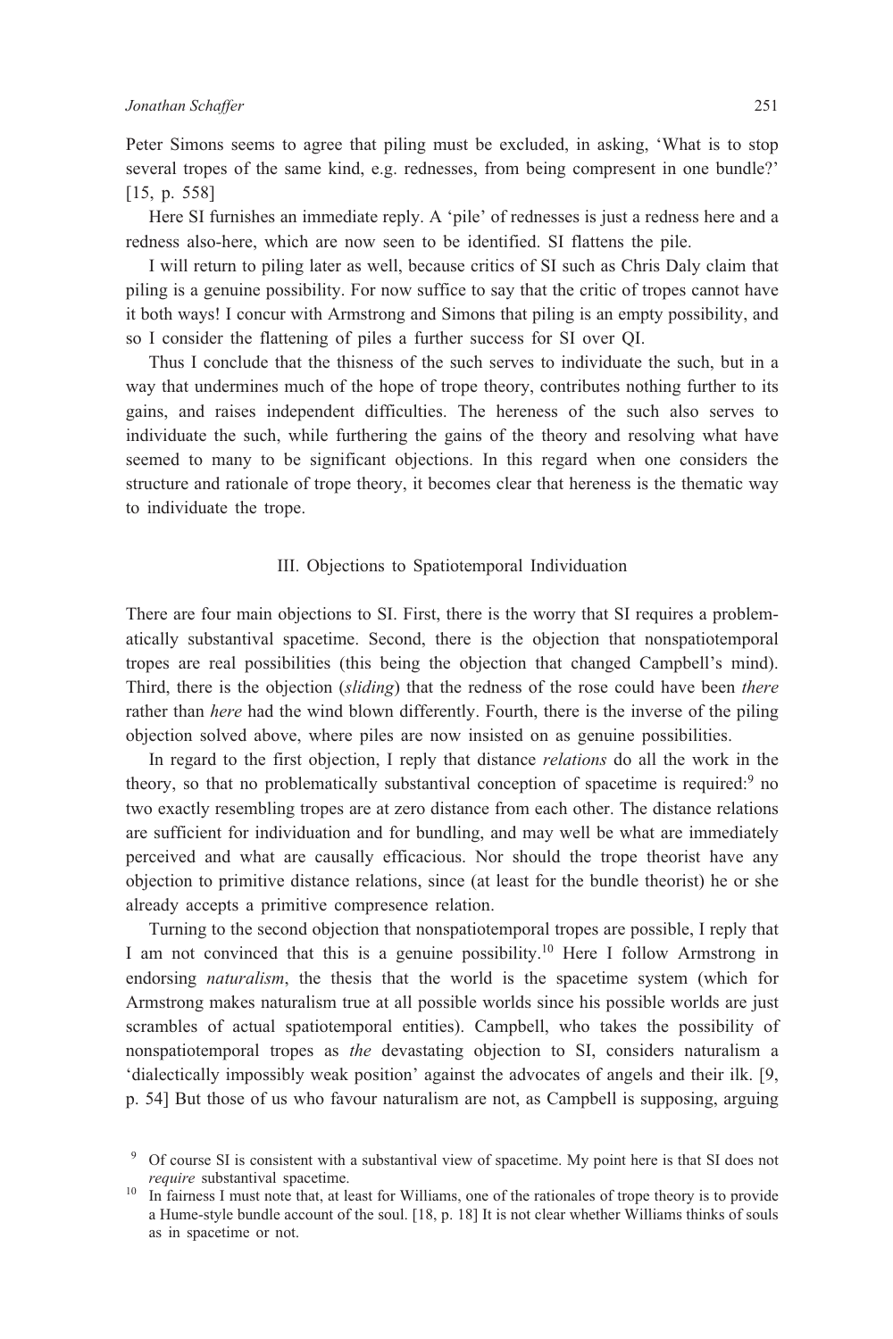Peter Simons seems to agree that piling must be excluded, in asking, 'What is to stop several tropes of the same kind, e.g. rednesses, from being compresent in one bundle?' [15, p. 558]

Here SI furnishes an immediate reply. A 'pile' of rednesses is just a redness here and a redness also-here, which are now seen to be identified. SI flattens the pile.

I will return to piling later as well, because critics of SI such as Chris Daly claim that piling is a genuine possibility. For now suffice to say that the critic of tropes cannot have it both ways! I concur with Armstrong and Simons that piling is an empty possibility, and so I consider the flattening of piles a further success for SI over QI.

Thus I conclude that the thisness of the such serves to individuate the such, but in a way that undermines much of the hope of trope theory, contributes nothing further to its gains, and raises independent difficulties. The hereness of the such also serves to individuate the such, while furthering the gains of the theory and resolving what have seemed to many to be significant objections. In this regard when one considers the structure and rationale of trope theory, it becomes clear that hereness is the thematic way to individuate the trope.

## III. Objections to Spatiotemporal Individuation

There are four main objections to SI. First, there is the worry that SI requires a problematically substantival spacetime. Second, there is the objection that nonspatiotemporal tropes are real possibilities (this being the objection that changed Campbell's mind). Third, there is the objection (*sliding*) that the redness of the rose could have been *there* rather than *here* had the wind blown differently. Fourth, there is the inverse of the piling objection solved above, where piles are now insisted on as genuine possibilities.

In regard to the first objection, I reply that distance *relations* do all the work in the theory, so that no problematically substantival conception of spacetime is required:[9] no two exactly resembling tropes are at zero distance from each other. The distance relations are sufficient for individuation and for bundling, and may well be what are immediately perceived and what are causally efficacious. Nor should the trope theorist have any objection to primitive distance relations, since (at least for the bundle theorist) he or she already accepts a primitive compresence relation.

Turning to the second objection that nonspatiotemporal tropes are possible, I reply that I am not convinced that this is a genuine possibility.[10] Here I follow Armstrong in endorsing *naturalism*, the thesis that the world is the spacetime system (which for Armstrong makes naturalism true at all possible worlds since his possible worlds are just scrambles of actual spatiotemporal entities). Campbell, who takes the possibility of nonspatiotemporal tropes as *the* devastating objection to SI, considers naturalism a 'dialectically impossibly weak position' against the advocates of angels and their ilk. [9, p. 54] But those of us who favour naturalism are not, as Campbell is supposing, arguing

[9] Of course SI is consistent with a substantival view of spacetime. My point here is that SI does not *require* substantival spacetime.

[10] In fairness I must note that, at least for Williams, one of the rationales of trope theory is to provide a Hume-style bundle account of the soul. [18, p. 18] It is not clear whether Williams thinks of souls as in spacetime or not.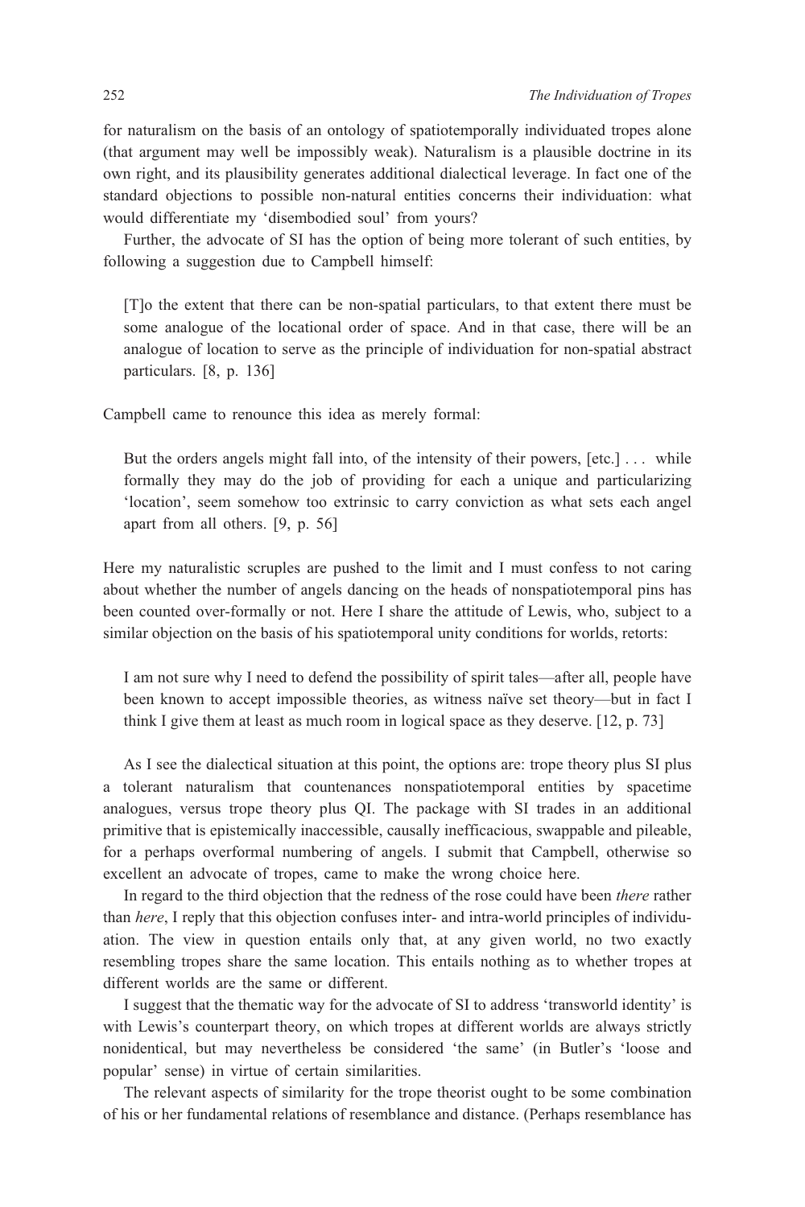for naturalism on the basis of an ontology of spatiotemporally individuated tropes alone (that argument may well be impossibly weak). Naturalism is a plausible doctrine in its own right, and its plausibility generates additional dialectical leverage. In fact one of the standard objections to possible non-natural entities concerns their individuation: what would differentiate my 'disembodied soul' from yours?

Further, the advocate of SI has the option of being more tolerant of such entities, by following a suggestion due to Campbell himself:

> [T]o the extent that there can be non-spatial particulars, to that extent there must be some analogue of the locational order of space. And in that case, there will be an analogue of location to serve as the principle of individuation for non-spatial abstract particulars. [8, p. 136]

Campbell came to renounce this idea as merely formal:

> But the orders angels might fall into, of the intensity of their powers, [etc.] . . . while formally they may do the job of providing for each a unique and particularizing 'location', seem somehow too extrinsic to carry conviction as what sets each angel apart from all others. [9, p. 56]

Here my naturalistic scruples are pushed to the limit and I must confess to not caring about whether the number of angels dancing on the heads of nonspatiotemporal pins has been counted over-formally or not. Here I share the attitude of Lewis, who, subject to a similar objection on the basis of his spatiotemporal unity conditions for worlds, retorts:

> I am not sure why I need to defend the possibility of spirit tales—after all, people have been known to accept impossible theories, as witness naïve set theory—but in fact I think I give them at least as much room in logical space as they deserve. [12, p. 73]

As I see the dialectical situation at this point, the options are: trope theory plus SI plus a tolerant naturalism that countenances nonspatiotemporal entities by spacetime analogues, versus trope theory plus QI. The package with SI trades in an additional primitive that is epistemically inaccessible, causally inefficacious, swappable and pileable, for a perhaps overformal numbering of angels. I submit that Campbell, otherwise so excellent an advocate of tropes, came to make the wrong choice here.

In regard to the third objection that the redness of the rose could have been *there* rather than *here*, I reply that this objection confuses inter- and intra-world principles of individuation. The view in question entails only that, at any given world, no two exactly resembling tropes share the same location. This entails nothing as to whether tropes at different worlds are the same or different.

I suggest that the thematic way for the advocate of SI to address 'transworld identity' is with Lewis's counterpart theory, on which tropes at different worlds are always strictly nonidentical, but may nevertheless be considered 'the same' (in Butler's 'loose and popular' sense) in virtue of certain similarities.

The relevant aspects of similarity for the trope theorist ought to be some combination of his or her fundamental relations of resemblance and distance. (Perhaps resemblance has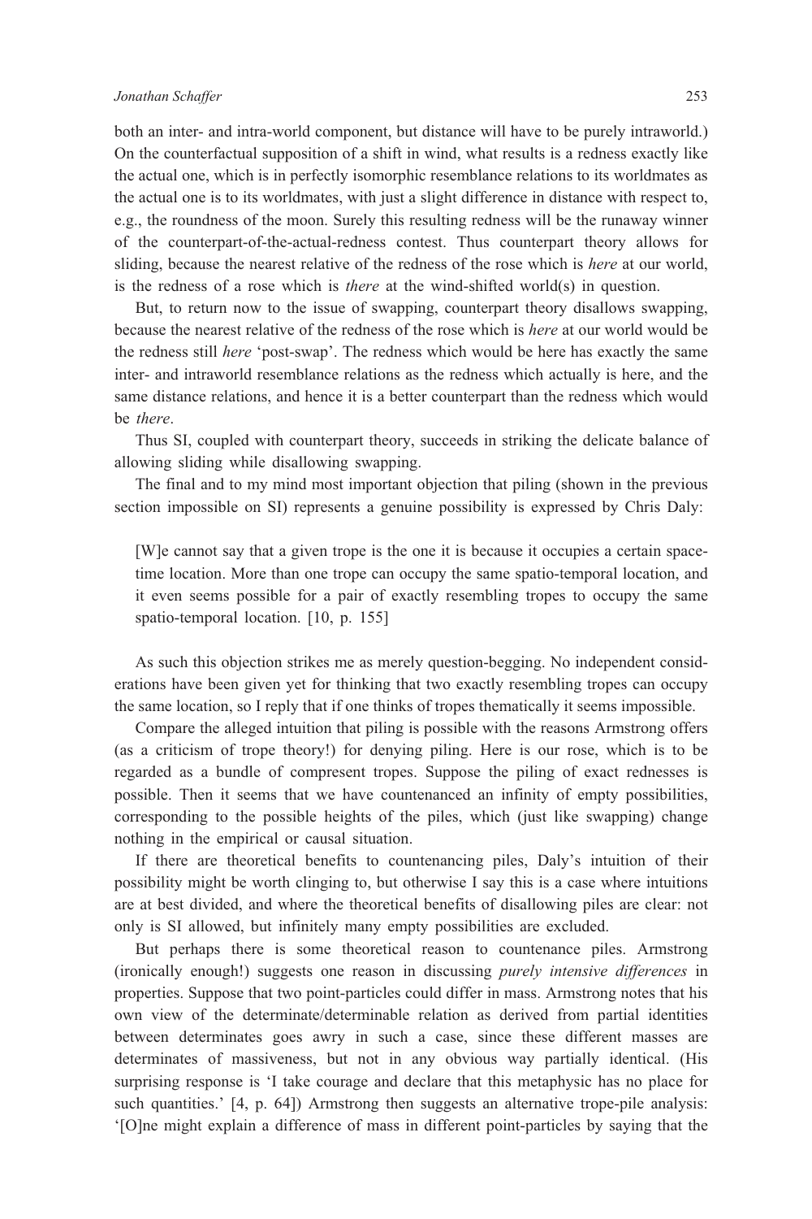both an inter- and intra-world component, but distance will have to be purely intraworld.) On the counterfactual supposition of a shift in wind, what results is a redness exactly like the actual one, which is in perfectly isomorphic resemblance relations to its worldmates as the actual one is to its worldmates, with just a slight difference in distance with respect to, e.g., the roundness of the moon. Surely this resulting redness will be the runaway winner of the counterpart-of-the-actual-redness contest. Thus counterpart theory allows for sliding, because the nearest relative of the redness of the rose which is *here* at our world, is the redness of a rose which is *there* at the wind-shifted world(s) in question.

But, to return now to the issue of swapping, counterpart theory disallows swapping, because the nearest relative of the redness of the rose which is *here* at our world would be the redness still *here* 'post-swap'. The redness which would be here has exactly the same inter- and intraworld resemblance relations as the redness which actually is here, and the same distance relations, and hence it is a better counterpart than the redness which would be *there*.

Thus SI, coupled with counterpart theory, succeeds in striking the delicate balance of allowing sliding while disallowing swapping.

The final and to my mind most important objection that piling (shown in the previous section impossible on SI) represents a genuine possibility is expressed by Chris Daly:

> [W]e cannot say that a given trope is the one it is because it occupies a certain space-time location. More than one trope can occupy the same spatio-temporal location, and it even seems possible for a pair of exactly resembling tropes to occupy the same spatio-temporal location. [10, p. 155]

As such this objection strikes me as merely question-begging. No independent considerations have been given yet for thinking that two exactly resembling tropes can occupy the same location, so I reply that if one thinks of tropes thematically it seems impossible.

Compare the alleged intuition that piling is possible with the reasons Armstrong offers (as a criticism of trope theory!) for denying piling. Here is our rose, which is to be regarded as a bundle of compresent tropes. Suppose the piling of exact rednesses is possible. Then it seems that we have countenanced an infinity of empty possibilities, corresponding to the possible heights of the piles, which (just like swapping) change nothing in the empirical or causal situation.

If there are theoretical benefits to countenancing piles, Daly's intuition of their possibility might be worth clinging to, but otherwise I say this is a case where intuitions are at best divided, and where the theoretical benefits of disallowing piles are clear: not only is SI allowed, but infinitely many empty possibilities are excluded.

But perhaps there is some theoretical reason to countenance piles. Armstrong (ironically enough!) suggests one reason in discussing *purely intensive differences* in properties. Suppose that two point-particles could differ in mass. Armstrong notes that his own view of the determinate/determinable relation as derived from partial identities between determinates goes awry in such a case, since these different masses are determinates of massiveness, but not in any obvious way partially identical. (His surprising response is 'I take courage and declare that this metaphysic has no place for such quantities.' [4, p. 64]) Armstrong then suggests an alternative trope-pile analysis: '[O]ne might explain a difference of mass in different point-particles by saying that the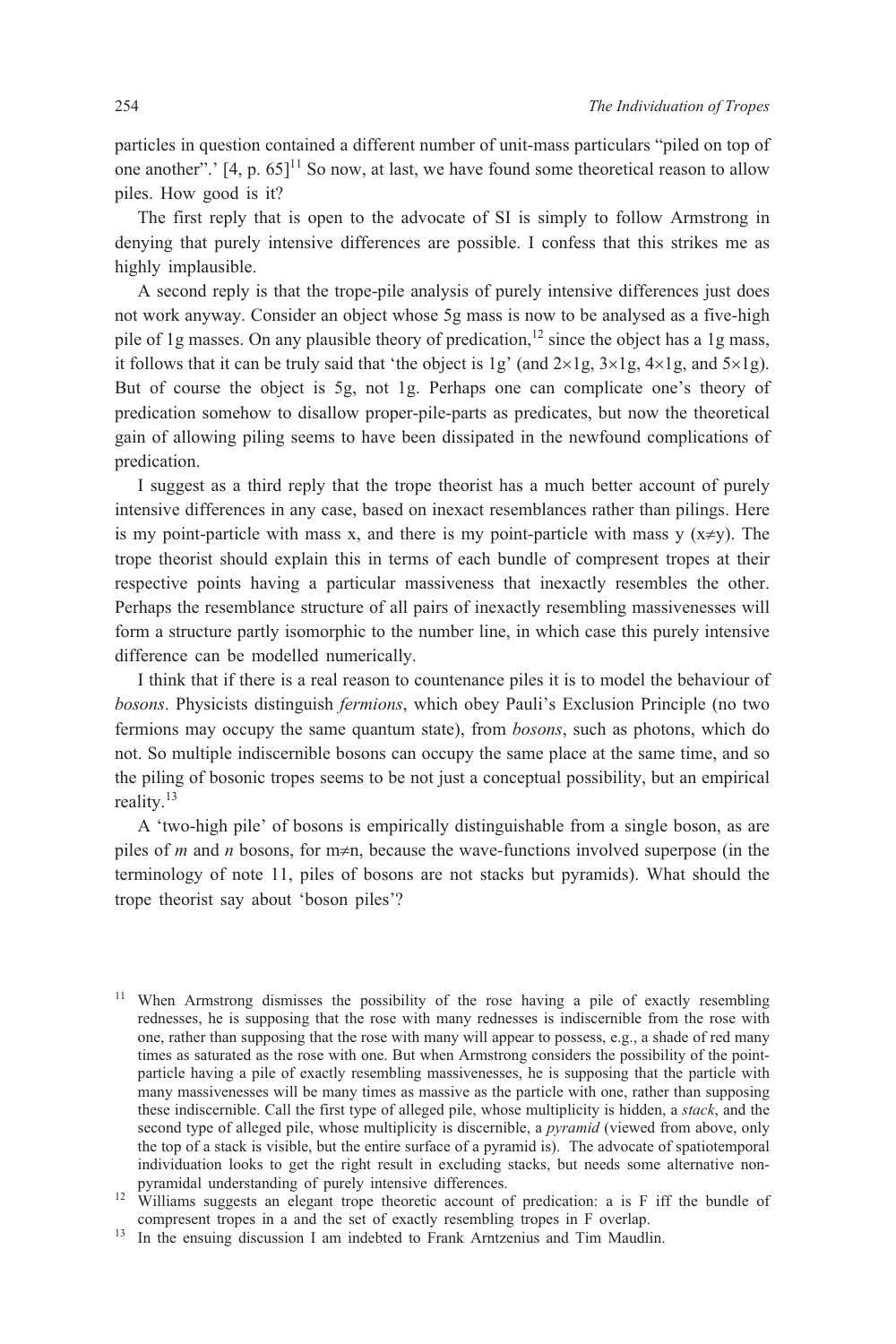particles in question contained a different number of unit-mass particulars "piled on top of one another".' [4, p. 65][11] So now, at last, we have found some theoretical reason to allow piles. How good is it?

The first reply that is open to the advocate of SI is simply to follow Armstrong in denying that purely intensive differences are possible. I confess that this strikes me as highly implausible.

A second reply is that the trope-pile analysis of purely intensive differences just does not work anyway. Consider an object whose 5g mass is now to be analysed as a five-high pile of 1g masses. On any plausible theory of predication,[12] since the object has a 1g mass, it follows that it can be truly said that 'the object is 1g' (and $2\times1$g, $3\times1$g, $4\times1$g, and $5\times1$g). But of course the object is 5g, not 1g. Perhaps one can complicate one's theory of predication somehow to disallow proper-pile-parts as predicates, but now the theoretical gain of allowing piling seems to have been dissipated in the newfound complications of predication.

I suggest as a third reply that the trope theorist has a much better account of purely intensive differences in any case, based on inexact resemblances rather than pilings. Here is my point-particle with mass x, and there is my point-particle with mass y ($x\neq y$). The trope theorist should explain this in terms of each bundle of compresent tropes at their respective points having a particular massiveness that inexactly resembles the other. Perhaps the resemblance structure of all pairs of inexactly resembling massivenesses will form a structure partly isomorphic to the number line, in which case this purely intensive difference can be modelled numerically.

I think that if there is a real reason to countenance piles it is to model the behaviour of *bosons*. Physicists distinguish *fermions*, which obey Pauli's Exclusion Principle (no two fermions may occupy the same quantum state), from *bosons*, such as photons, which do not. So multiple indiscernible bosons can occupy the same place at the same time, and so the piling of bosonic tropes seems to be not just a conceptual possibility, but an empirical reality.[13]

A 'two-high pile' of bosons is empirically distinguishable from a single boson, as are piles of *m* and *n* bosons, for $m\neq n$, because the wave-functions involved superpose (in the terminology of note 11, piles of bosons are not stacks but pyramids). What should the trope theorist say about 'boson piles'?

---

[11] When Armstrong dismisses the possibility of the rose having a pile of exactly resembling rednesses, he is supposing that the rose with many rednesses is indiscernible from the rose with one, rather than supposing that the rose with many will appear to possess, e.g., a shade of red many times as saturated as the rose with one. But when Armstrong considers the possibility of the point-particle having a pile of exactly resembling massivenesses, he is supposing that the particle with many massivenesses will be many times as massive as the particle with one, rather than supposing these indiscernible. Call the first type of alleged pile, whose multiplicity is hidden, a *stack*, and the second type of alleged pile, whose multiplicity is discernible, a *pyramid* (viewed from above, only the top of a stack is visible, but the entire surface of a pyramid is). The advocate of spatiotemporal individuation looks to get the right result in excluding stacks, but needs some alternative non-pyramidal understanding of purely intensive differences.

[12] Williams suggests an elegant trope theoretic account of predication: a is F iff the bundle of compresent tropes in a and the set of exactly resembling tropes in F overlap.

[13] In the ensuing discussion I am indebted to Frank Arntzenius and Tim Maudlin.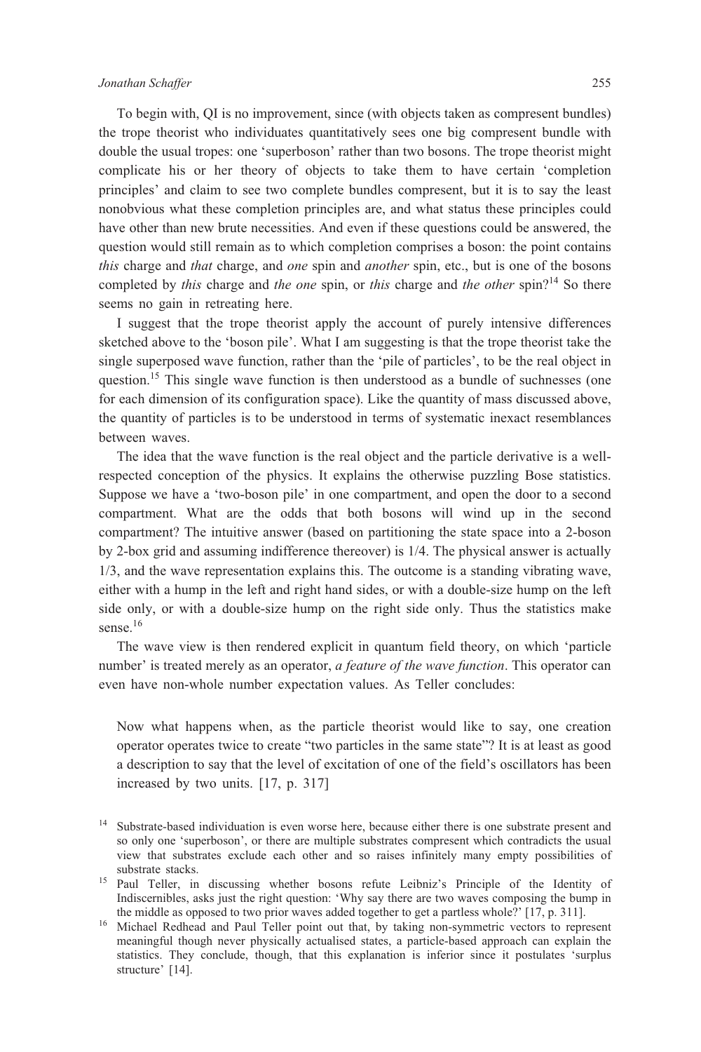To begin with, QI is no improvement, since (with objects taken as compresent bundles) the trope theorist who individuates quantitatively sees one big compresent bundle with double the usual tropes: one 'superboson' rather than two bosons. The trope theorist might complicate his or her theory of objects to take them to have certain 'completion principles' and claim to see two complete bundles compresent, but it is to say the least nonobvious what these completion principles are, and what status these principles could have other than new brute necessities. And even if these questions could be answered, the question would still remain as to which completion comprises a boson: the point contains *this* charge and *that* charge, and *one* spin and *another* spin, etc., but is one of the bosons completed by *this* charge and *the one* spin, or *this* charge and *the other* spin?[14] So there seems no gain in retreating here.

I suggest that the trope theorist apply the account of purely intensive differences sketched above to the 'boson pile'. What I am suggesting is that the trope theorist take the single superposed wave function, rather than the 'pile of particles', to be the real object in question.[15] This single wave function is then understood as a bundle of suchnesses (one for each dimension of its configuration space). Like the quantity of mass discussed above, the quantity of particles is to be understood in terms of systematic inexact resemblances between waves.

The idea that the wave function is the real object and the particle derivative is a well-respected conception of the physics. It explains the otherwise puzzling Bose statistics. Suppose we have a 'two-boson pile' in one compartment, and open the door to a second compartment. What are the odds that both bosons will wind up in the second compartment? The intuitive answer (based on partitioning the state space into a 2-boson by 2-box grid and assuming indifference thereover) is 1/4. The physical answer is actually 1/3, and the wave representation explains this. The outcome is a standing vibrating wave, either with a hump in the left and right hand sides, or with a double-size hump on the left side only, or with a double-size hump on the right side only. Thus the statistics make sense.[16]

The wave view is then rendered explicit in quantum field theory, on which 'particle number' is treated merely as an operator, *a feature of the wave function*. This operator can even have non-whole number expectation values. As Teller concludes:

> Now what happens when, as the particle theorist would like to say, one creation operator operates twice to create "two particles in the same state"? It is at least as good a description to say that the level of excitation of one of the field's oscillators has been increased by two units. [17, p. 317]

---

[14] Substrate-based individuation is even worse here, because either there is one substrate present and so only one 'superboson', or there are multiple substrates compresent which contradicts the usual view that substrates exclude each other and so raises infinitely many empty possibilities of substrate stacks.

[15] Paul Teller, in discussing whether bosons refute Leibniz's Principle of the Identity of Indiscernibles, asks just the right question: 'Why say there are two waves composing the bump in the middle as opposed to two prior waves added together to get a partless whole?' [17, p. 311].

[16] Michael Redhead and Paul Teller point out that, by taking non-symmetric vectors to represent meaningful though never physically actualised states, a particle-based approach can explain the statistics. They conclude, though, that this explanation is inferior since it postulates 'surplus structure' [14].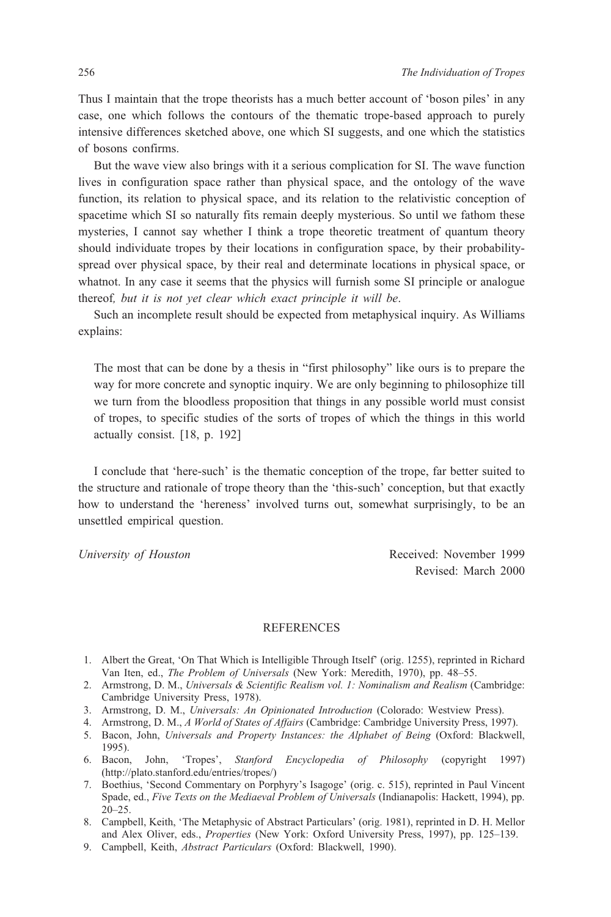Thus I maintain that the trope theorists has a much better account of 'boson piles' in any case, one which follows the contours of the thematic trope-based approach to purely intensive differences sketched above, one which SI suggests, and one which the statistics of bosons confirms.

But the wave view also brings with it a serious complication for SI. The wave function lives in configuration space rather than physical space, and the ontology of the wave function, its relation to physical space, and its relation to the relativistic conception of spacetime which SI so naturally fits remain deeply mysterious. So until we fathom these mysteries, I cannot say whether I think a trope theoretic treatment of quantum theory should individuate tropes by their locations in configuration space, by their probability-spread over physical space, by their real and determinate locations in physical space, or whatnot. In any case it seems that the physics will furnish some SI principle or analogue thereof*, but it is not yet clear which exact principle it will be*.

Such an incomplete result should be expected from metaphysical inquiry. As Williams explains:

> The most that can be done by a thesis in "first philosophy" like ours is to prepare the way for more concrete and synoptic inquiry. We are only beginning to philosophize till we turn from the bloodless proposition that things in any possible world must consist of tropes, to specific studies of the sorts of tropes of which the things in this world actually consist. [18, p. 192]

I conclude that 'here-such' is the thematic conception of the trope, far better suited to the structure and rationale of trope theory than the 'this-such' conception, but that exactly how to understand the 'hereness' involved turns out, somewhat surprisingly, to be an unsettled empirical question.

*University of Houston*

Received: November 1999
Revised: March 2000

## REFERENCES

1. Albert the Great, 'On That Which is Intelligible Through Itself' (orig. 1255), reprinted in Richard Van Iten, ed., *The Problem of Universals* (New York: Meredith, 1970), pp. 48–55.
2. Armstrong, D. M., *Universals & Scientific Realism vol. 1: Nominalism and Realism* (Cambridge: Cambridge University Press, 1978).
3. Armstrong, D. M., *Universals: An Opinionated Introduction* (Colorado: Westview Press).
4. Armstrong, D. M., *A World of States of Affairs* (Cambridge: Cambridge University Press, 1997).
5. Bacon, John, *Universals and Property Instances: the Alphabet of Being* (Oxford: Blackwell, 1995).
6. Bacon, John, 'Tropes', *Stanford Encyclopedia of Philosophy* (copyright 1997) (http://plato.stanford.edu/entries/tropes/)
7. Boethius, 'Second Commentary on Porphyry's Isagoge' (orig. c. 515), reprinted in Paul Vincent Spade, ed., *Five Texts on the Mediaeval Problem of Universals* (Indianapolis: Hackett, 1994), pp. 20–25.
8. Campbell, Keith, 'The Metaphysic of Abstract Particulars' (orig. 1981), reprinted in D. H. Mellor and Alex Oliver, eds., *Properties* (New York: Oxford University Press, 1997), pp. 125–139.
9. Campbell, Keith, *Abstract Particulars* (Oxford: Blackwell, 1990).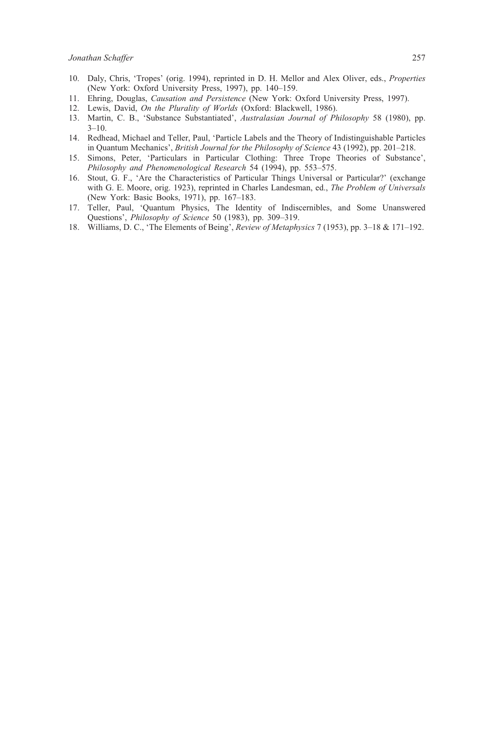10. Daly, Chris, 'Tropes' (orig. 1994), reprinted in D. H. Mellor and Alex Oliver, eds., *Properties* (New York: Oxford University Press, 1997), pp. 140–159.
11. Ehring, Douglas, *Causation and Persistence* (New York: Oxford University Press, 1997).
12. Lewis, David, *On the Plurality of Worlds* (Oxford: Blackwell, 1986).
13. Martin, C. B., 'Substance Substantiated', *Australasian Journal of Philosophy* 58 (1980), pp. 3–10.
14. Redhead, Michael and Teller, Paul, 'Particle Labels and the Theory of Indistinguishable Particles in Quantum Mechanics', *British Journal for the Philosophy of Science* 43 (1992), pp. 201–218.
15. Simons, Peter, 'Particulars in Particular Clothing: Three Trope Theories of Substance', *Philosophy and Phenomenological Research* 54 (1994), pp. 553–575.
16. Stout, G. F., 'Are the Characteristics of Particular Things Universal or Particular?' (exchange with G. E. Moore, orig. 1923), reprinted in Charles Landesman, ed., *The Problem of Universals* (New York: Basic Books, 1971), pp. 167–183.
17. Teller, Paul, 'Quantum Physics, The Identity of Indiscernibles, and Some Unanswered Questions', *Philosophy of Science* 50 (1983), pp. 309–319.
18. Williams, D. C., 'The Elements of Being', *Review of Metaphysics* 7 (1953), pp. 3–18 & 171–192.